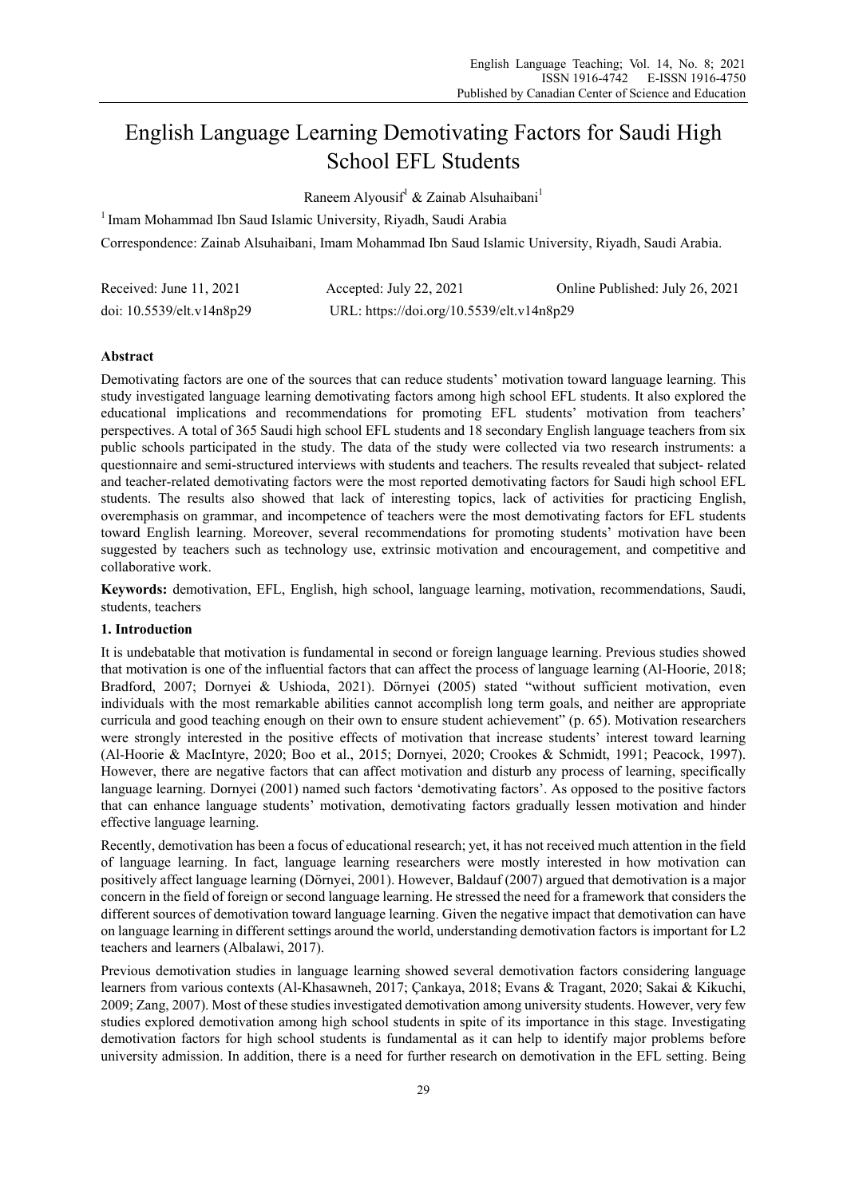# English Language Learning Demotivating Factors for Saudi High School EFL Students

Raneem Alyousif[1] & Zainab Alsuhaibani[1]

[1] Imam Mohammad Ibn Saud Islamic University, Riyadh, Saudi Arabia

Correspondence: Zainab Alsuhaibani, Imam Mohammad Ibn Saud Islamic University, Riyadh, Saudi Arabia.

Received: June 11, 2021 Accepted: July 22, 2021 Online Published: July 26, 2021

doi: 10.5539/elt.v14n8p29 URL: https://doi.org/10.5539/elt.v14n8p29

## Abstract

Demotivating factors are one of the sources that can reduce students' motivation toward language learning. This study investigated language learning demotivating factors among high school EFL students. It also explored the educational implications and recommendations for promoting EFL students' motivation from teachers' perspectives. A total of 365 Saudi high school EFL students and 18 secondary English language teachers from six public schools participated in the study. The data of the study were collected via two research instruments: a questionnaire and semi-structured interviews with students and teachers. The results revealed that subject- related and teacher-related demotivating factors were the most reported demotivating factors for Saudi high school EFL students. The results also showed that lack of interesting topics, lack of activities for practicing English, overemphasis on grammar, and incompetence of teachers were the most demotivating factors for EFL students toward English learning. Moreover, several recommendations for promoting students' motivation have been suggested by teachers such as technology use, extrinsic motivation and encouragement, and competitive and collaborative work.

**Keywords:** demotivation, EFL, English, high school, language learning, motivation, recommendations, Saudi, students, teachers

## 1. Introduction

It is undebatable that motivation is fundamental in second or foreign language learning. Previous studies showed that motivation is one of the influential factors that can affect the process of language learning (Al-Hoorie, 2018; Bradford, 2007; Dornyei & Ushioda, 2021). Dörnyei (2005) stated "without sufficient motivation, even individuals with the most remarkable abilities cannot accomplish long term goals, and neither are appropriate curricula and good teaching enough on their own to ensure student achievement" (p. 65). Motivation researchers were strongly interested in the positive effects of motivation that increase students' interest toward learning (Al-Hoorie & MacIntyre, 2020; Boo et al., 2015; Dornyei, 2020; Crookes & Schmidt, 1991; Peacock, 1997). However, there are negative factors that can affect motivation and disturb any process of learning, specifically language learning. Dornyei (2001) named such factors 'demotivating factors'. As opposed to the positive factors that can enhance language students' motivation, demotivating factors gradually lessen motivation and hinder effective language learning.

Recently, demotivation has been a focus of educational research; yet, it has not received much attention in the field of language learning. In fact, language learning researchers were mostly interested in how motivation can positively affect language learning (Dörnyei, 2001). However, Baldauf (2007) argued that demotivation is a major concern in the field of foreign or second language learning. He stressed the need for a framework that considers the different sources of demotivation toward language learning. Given the negative impact that demotivation can have on language learning in different settings around the world, understanding demotivation factors is important for L2 teachers and learners (Albalawi, 2017).

Previous demotivation studies in language learning showed several demotivation factors considering language learners from various contexts (Al-Khasawneh, 2017; Çankaya, 2018; Evans & Tragant, 2020; Sakai & Kikuchi, 2009; Zang, 2007). Most of these studies investigated demotivation among university students. However, very few studies explored demotivation among high school students in spite of its importance in this stage. Investigating demotivation factors for high school students is fundamental as it can help to identify major problems before university admission. In addition, there is a need for further research on demotivation in the EFL setting. Being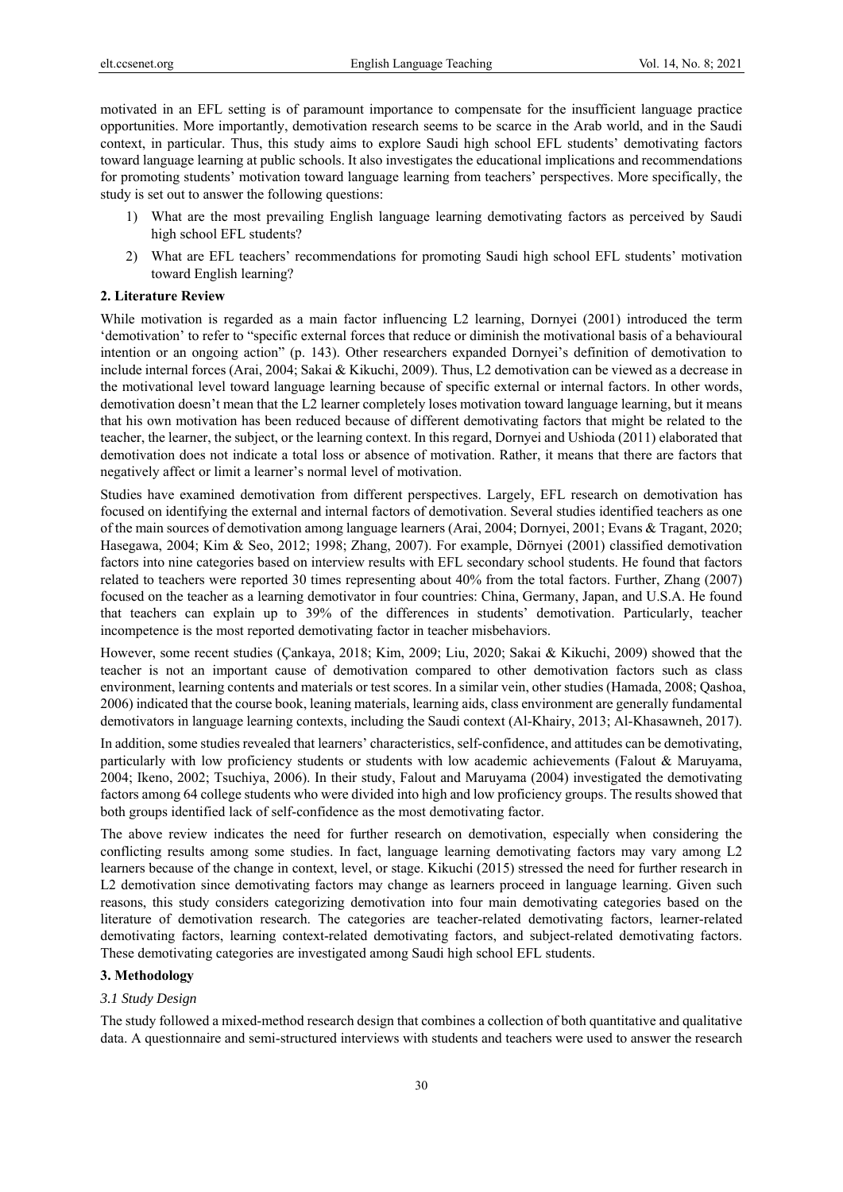motivated in an EFL setting is of paramount importance to compensate for the insufficient language practice opportunities. More importantly, demotivation research seems to be scarce in the Arab world, and in the Saudi context, in particular. Thus, this study aims to explore Saudi high school EFL students' demotivating factors toward language learning at public schools. It also investigates the educational implications and recommendations for promoting students' motivation toward language learning from teachers' perspectives. More specifically, the study is set out to answer the following questions:

1) What are the most prevailing English language learning demotivating factors as perceived by Saudi high school EFL students?
2) What are EFL teachers' recommendations for promoting Saudi high school EFL students' motivation toward English learning?

## 2. Literature Review

While motivation is regarded as a main factor influencing L2 learning, Dornyei (2001) introduced the term 'demotivation' to refer to "specific external forces that reduce or diminish the motivational basis of a behavioural intention or an ongoing action" (p. 143). Other researchers expanded Dornyei's definition of demotivation to include internal forces (Arai, 2004; Sakai & Kikuchi, 2009). Thus, L2 demotivation can be viewed as a decrease in the motivational level toward language learning because of specific external or internal factors. In other words, demotivation doesn't mean that the L2 learner completely loses motivation toward language learning, but it means that his own motivation has been reduced because of different demotivating factors that might be related to the teacher, the learner, the subject, or the learning context. In this regard, Dornyei and Ushioda (2011) elaborated that demotivation does not indicate a total loss or absence of motivation. Rather, it means that there are factors that negatively affect or limit a learner's normal level of motivation.

Studies have examined demotivation from different perspectives. Largely, EFL research on demotivation has focused on identifying the external and internal factors of demotivation. Several studies identified teachers as one of the main sources of demotivation among language learners (Arai, 2004; Dornyei, 2001; Evans & Tragant, 2020; Hasegawa, 2004; Kim & Seo, 2012; 1998; Zhang, 2007). For example, Dörnyei (2001) classified demotivation factors into nine categories based on interview results with EFL secondary school students. He found that factors related to teachers were reported 30 times representing about 40% from the total factors. Further, Zhang (2007) focused on the teacher as a learning demotivator in four countries: China, Germany, Japan, and U.S.A. He found that teachers can explain up to 39% of the differences in students' demotivation. Particularly, teacher incompetence is the most reported demotivating factor in teacher misbehaviors.

However, some recent studies (Çankaya, 2018; Kim, 2009; Liu, 2020; Sakai & Kikuchi, 2009) showed that the teacher is not an important cause of demotivation compared to other demotivation factors such as class environment, learning contents and materials or test scores. In a similar vein, other studies (Hamada, 2008; Qashoa, 2006) indicated that the course book, leaning materials, learning aids, class environment are generally fundamental demotivators in language learning contexts, including the Saudi context (Al-Khairy, 2013; Al-Khasawneh, 2017).

In addition, some studies revealed that learners' characteristics, self-confidence, and attitudes can be demotivating, particularly with low proficiency students or students with low academic achievements (Falout & Maruyama, 2004; Ikeno, 2002; Tsuchiya, 2006). In their study, Falout and Maruyama (2004) investigated the demotivating factors among 64 college students who were divided into high and low proficiency groups. The results showed that both groups identified lack of self-confidence as the most demotivating factor.

The above review indicates the need for further research on demotivation, especially when considering the conflicting results among some studies. In fact, language learning demotivating factors may vary among L2 learners because of the change in context, level, or stage. Kikuchi (2015) stressed the need for further research in L2 demotivation since demotivating factors may change as learners proceed in language learning. Given such reasons, this study considers categorizing demotivation into four main demotivating categories based on the literature of demotivation research. The categories are teacher-related demotivating factors, learner-related demotivating factors, learning context-related demotivating factors, and subject-related demotivating factors. These demotivating categories are investigated among Saudi high school EFL students.

## 3. Methodology

### *3.1 Study Design*

The study followed a mixed-method research design that combines a collection of both quantitative and qualitative data. A questionnaire and semi-structured interviews with students and teachers were used to answer the research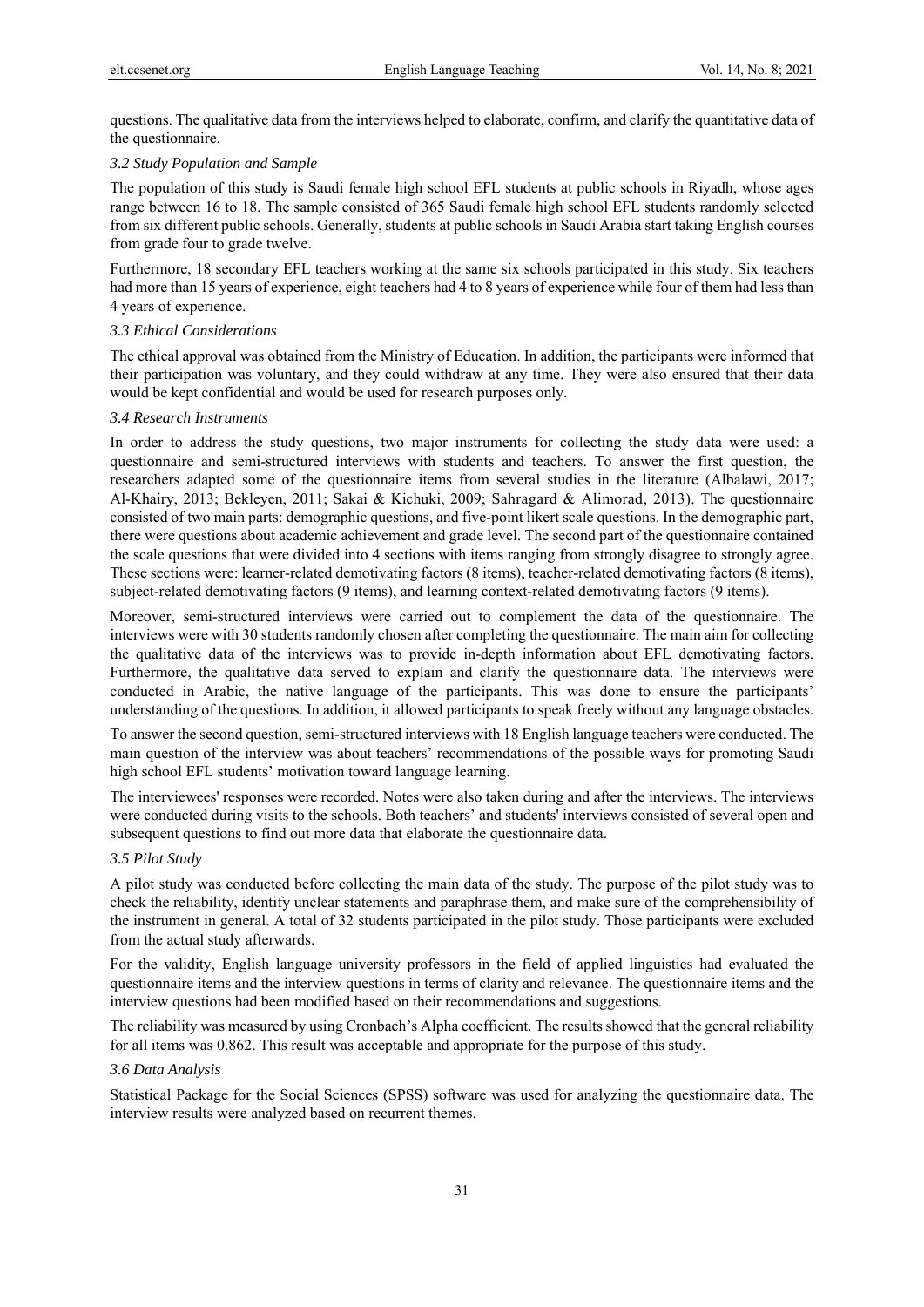questions. The qualitative data from the interviews helped to elaborate, confirm, and clarify the quantitative data of the questionnaire.

### *3.2 Study Population and Sample*

The population of this study is Saudi female high school EFL students at public schools in Riyadh, whose ages range between 16 to 18. The sample consisted of 365 Saudi female high school EFL students randomly selected from six different public schools. Generally, students at public schools in Saudi Arabia start taking English courses from grade four to grade twelve.

Furthermore, 18 secondary EFL teachers working at the same six schools participated in this study. Six teachers had more than 15 years of experience, eight teachers had 4 to 8 years of experience while four of them had less than 4 years of experience.

### *3.3 Ethical Considerations*

The ethical approval was obtained from the Ministry of Education. In addition, the participants were informed that their participation was voluntary, and they could withdraw at any time. They were also ensured that their data would be kept confidential and would be used for research purposes only.

### *3.4 Research Instruments*

In order to address the study questions, two major instruments for collecting the study data were used: a questionnaire and semi-structured interviews with students and teachers. To answer the first question, the researchers adapted some of the questionnaire items from several studies in the literature (Albalawi, 2017; Al-Khairy, 2013; Bekleyen, 2011; Sakai & Kichuki, 2009; Sahragard & Alimorad, 2013). The questionnaire consisted of two main parts: demographic questions, and five-point likert scale questions. In the demographic part, there were questions about academic achievement and grade level. The second part of the questionnaire contained the scale questions that were divided into 4 sections with items ranging from strongly disagree to strongly agree. These sections were: learner-related demotivating factors (8 items), teacher-related demotivating factors (8 items), subject-related demotivating factors (9 items), and learning context-related demotivating factors (9 items).

Moreover, semi-structured interviews were carried out to complement the data of the questionnaire. The interviews were with 30 students randomly chosen after completing the questionnaire. The main aim for collecting the qualitative data of the interviews was to provide in-depth information about EFL demotivating factors. Furthermore, the qualitative data served to explain and clarify the questionnaire data. The interviews were conducted in Arabic, the native language of the participants. This was done to ensure the participants' understanding of the questions. In addition, it allowed participants to speak freely without any language obstacles.

To answer the second question, semi-structured interviews with 18 English language teachers were conducted. The main question of the interview was about teachers' recommendations of the possible ways for promoting Saudi high school EFL students' motivation toward language learning.

The interviewees' responses were recorded. Notes were also taken during and after the interviews. The interviews were conducted during visits to the schools. Both teachers' and students' interviews consisted of several open and subsequent questions to find out more data that elaborate the questionnaire data.

### *3.5 Pilot Study*

A pilot study was conducted before collecting the main data of the study. The purpose of the pilot study was to check the reliability, identify unclear statements and paraphrase them, and make sure of the comprehensibility of the instrument in general. A total of 32 students participated in the pilot study. Those participants were excluded from the actual study afterwards.

For the validity, English language university professors in the field of applied linguistics had evaluated the questionnaire items and the interview questions in terms of clarity and relevance. The questionnaire items and the interview questions had been modified based on their recommendations and suggestions.

The reliability was measured by using Cronbach's Alpha coefficient. The results showed that the general reliability for all items was 0.862. This result was acceptable and appropriate for the purpose of this study.

### *3.6 Data Analysis*

Statistical Package for the Social Sciences (SPSS) software was used for analyzing the questionnaire data. The interview results were analyzed based on recurrent themes.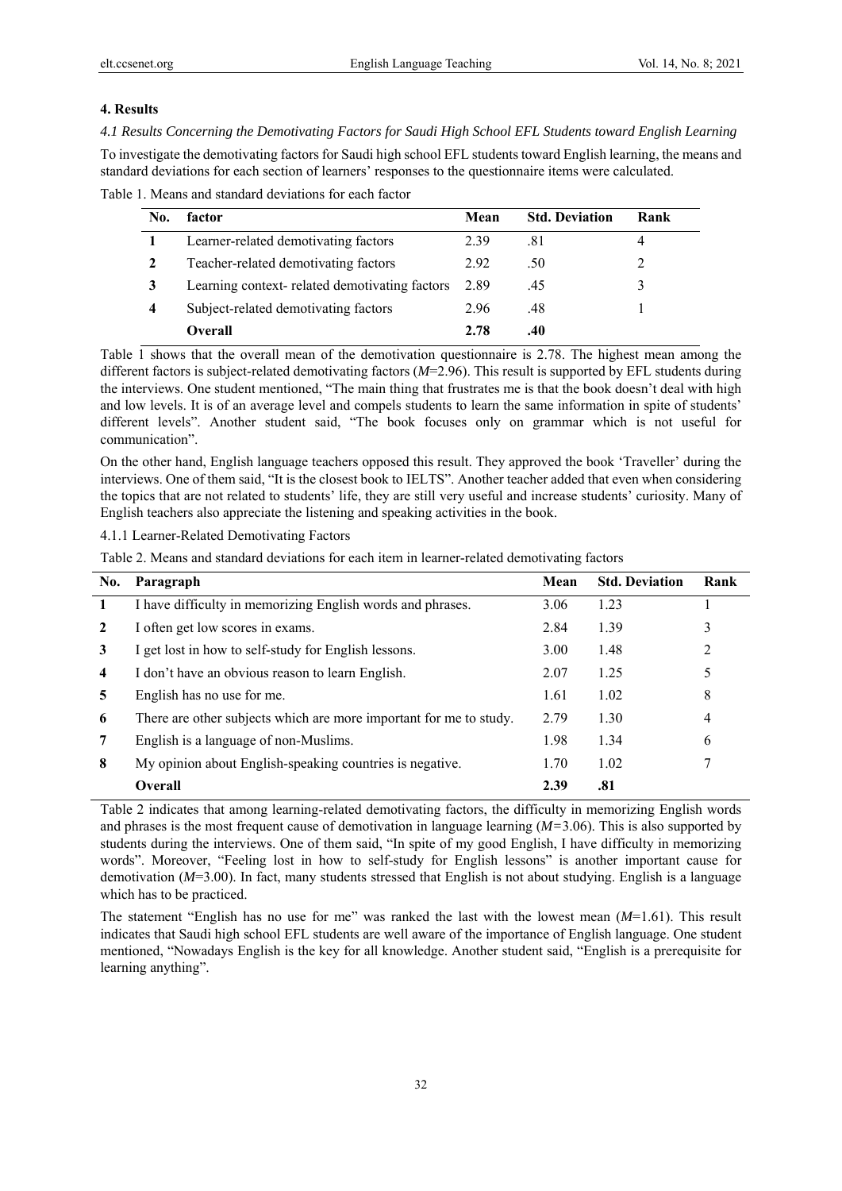## 4. Results

### *4.1 Results Concerning the Demotivating Factors for Saudi High School EFL Students toward English Learning*

To investigate the demotivating factors for Saudi high school EFL students toward English learning, the means and standard deviations for each section of learners' responses to the questionnaire items were calculated.

Table 1. Means and standard deviations for each factor

| No. | factor | Mean | Std. Deviation | Rank |
|---|---|---|---|---|
| **1** | Learner-related demotivating factors | 2.39 | .81 | 4 |
| **2** | Teacher-related demotivating factors | 2.92 | .50 | 2 |
| **3** | Learning context- related demotivating factors | 2.89 | .45 | 3 |
| **4** | Subject-related demotivating factors | 2.96 | .48 | 1 |
| | **Overall** | **2.78** | **.40** | |

Table 1 shows that the overall mean of the demotivation questionnaire is 2.78. The highest mean among the different factors is subject-related demotivating factors ($M$=2.96). This result is supported by EFL students during the interviews. One student mentioned, "The main thing that frustrates me is that the book doesn't deal with high and low levels. It is of an average level and compels students to learn the same information in spite of students' different levels". Another student said, "The book focuses only on grammar which is not useful for communication".

On the other hand, English language teachers opposed this result. They approved the book 'Traveller' during the interviews. One of them said, "It is the closest book to IELTS". Another teacher added that even when considering the topics that are not related to students' life, they are still very useful and increase students' curiosity. Many of English teachers also appreciate the listening and speaking activities in the book.

#### 4.1.1 Learner-Related Demotivating Factors

Table 2. Means and standard deviations for each item in learner-related demotivating factors

| No. | Paragraph | Mean | Std. Deviation | Rank |
|---|---|---|---|---|
| **1** | I have difficulty in memorizing English words and phrases. | 3.06 | 1.23 | 1 |
| **2** | I often get low scores in exams. | 2.84 | 1.39 | 3 |
| **3** | I get lost in how to self-study for English lessons. | 3.00 | 1.48 | 2 |
| **4** | I don't have an obvious reason to learn English. | 2.07 | 1.25 | 5 |
| **5** | English has no use for me. | 1.61 | 1.02 | 8 |
| **6** | There are other subjects which are more important for me to study. | 2.79 | 1.30 | 4 |
| **7** | English is a language of non-Muslims. | 1.98 | 1.34 | 6 |
| **8** | My opinion about English-speaking countries is negative. | 1.70 | 1.02 | 7 |
| | **Overall** | **2.39** | **.81** | |

Table 2 indicates that among learning-related demotivating factors, the difficulty in memorizing English words and phrases is the most frequent cause of demotivation in language learning ($M$=3.06). This is also supported by students during the interviews. One of them said, "In spite of my good English, I have difficulty in memorizing words". Moreover, "Feeling lost in how to self-study for English lessons" is another important cause for demotivation ($M$=3.00). In fact, many students stressed that English is not about studying. English is a language which has to be practiced.

The statement "English has no use for me" was ranked the last with the lowest mean ($M$=1.61). This result indicates that Saudi high school EFL students are well aware of the importance of English language. One student mentioned, "Nowadays English is the key for all knowledge. Another student said, "English is a prerequisite for learning anything".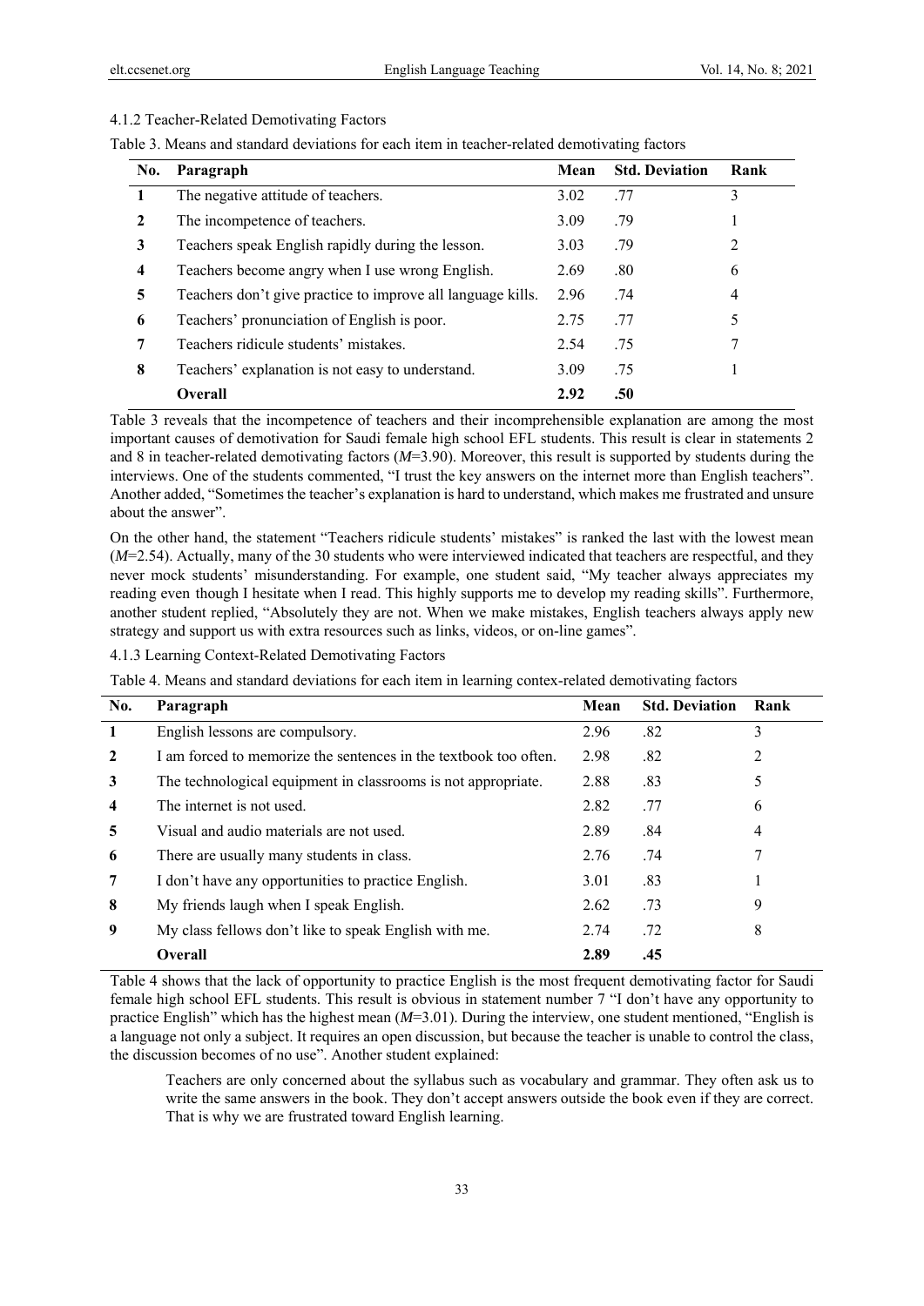#### 4.1.2 Teacher-Related Demotivating Factors

Table 3. Means and standard deviations for each item in teacher-related demotivating factors

| No. | Paragraph | Mean | Std. Deviation | Rank |
|---|---|---|---|---|
| 1 | The negative attitude of teachers. | 3.02 | .77 | 3 |
| 2 | The incompetence of teachers. | 3.09 | .79 | 1 |
| 3 | Teachers speak English rapidly during the lesson. | 3.03 | .79 | 2 |
| 4 | Teachers become angry when I use wrong English. | 2.69 | .80 | 6 |
| 5 | Teachers don't give practice to improve all language kills. | 2.96 | .74 | 4 |
| 6 | Teachers' pronunciation of English is poor. | 2.75 | .77 | 5 |
| 7 | Teachers ridicule students' mistakes. | 2.54 | .75 | 7 |
| 8 | Teachers' explanation is not easy to understand. | 3.09 | .75 | 1 |
| | **Overall** | **2.92** | **.50** | |

Table 3 reveals that the incompetence of teachers and their incomprehensible explanation are among the most important causes of demotivation for Saudi female high school EFL students. This result is clear in statements 2 and 8 in teacher-related demotivating factors (*M*=3.90). Moreover, this result is supported by students during the interviews. One of the students commented, "I trust the key answers on the internet more than English teachers". Another added, "Sometimes the teacher's explanation is hard to understand, which makes me frustrated and unsure about the answer".

On the other hand, the statement "Teachers ridicule students' mistakes" is ranked the last with the lowest mean (*M*=2.54). Actually, many of the 30 students who were interviewed indicated that teachers are respectful, and they never mock students' misunderstanding. For example, one student said, "My teacher always appreciates my reading even though I hesitate when I read. This highly supports me to develop my reading skills". Furthermore, another student replied, "Absolutely they are not. When we make mistakes, English teachers always apply new strategy and support us with extra resources such as links, videos, or on-line games".

#### 4.1.3 Learning Context-Related Demotivating Factors

Table 4. Means and standard deviations for each item in learning contex-related demotivating factors

| No. | Paragraph | Mean | Std. Deviation | Rank |
|---|---|---|---|---|
| 1 | English lessons are compulsory. | 2.96 | .82 | 3 |
| 2 | I am forced to memorize the sentences in the textbook too often. | 2.98 | .82 | 2 |
| 3 | The technological equipment in classrooms is not appropriate. | 2.88 | .83 | 5 |
| 4 | The internet is not used. | 2.82 | .77 | 6 |
| 5 | Visual and audio materials are not used. | 2.89 | .84 | 4 |
| 6 | There are usually many students in class. | 2.76 | .74 | 7 |
| 7 | I don't have any opportunities to practice English. | 3.01 | .83 | 1 |
| 8 | My friends laugh when I speak English. | 2.62 | .73 | 9 |
| 9 | My class fellows don't like to speak English with me. | 2.74 | .72 | 8 |
| | **Overall** | **2.89** | **.45** | |

Table 4 shows that the lack of opportunity to practice English is the most frequent demotivating factor for Saudi female high school EFL students. This result is obvious in statement number 7 "I don't have any opportunity to practice English" which has the highest mean (*M*=3.01). During the interview, one student mentioned, "English is a language not only a subject. It requires an open discussion, but because the teacher is unable to control the class, the discussion becomes of no use". Another student explained:

> Teachers are only concerned about the syllabus such as vocabulary and grammar. They often ask us to write the same answers in the book. They don't accept answers outside the book even if they are correct. That is why we are frustrated toward English learning.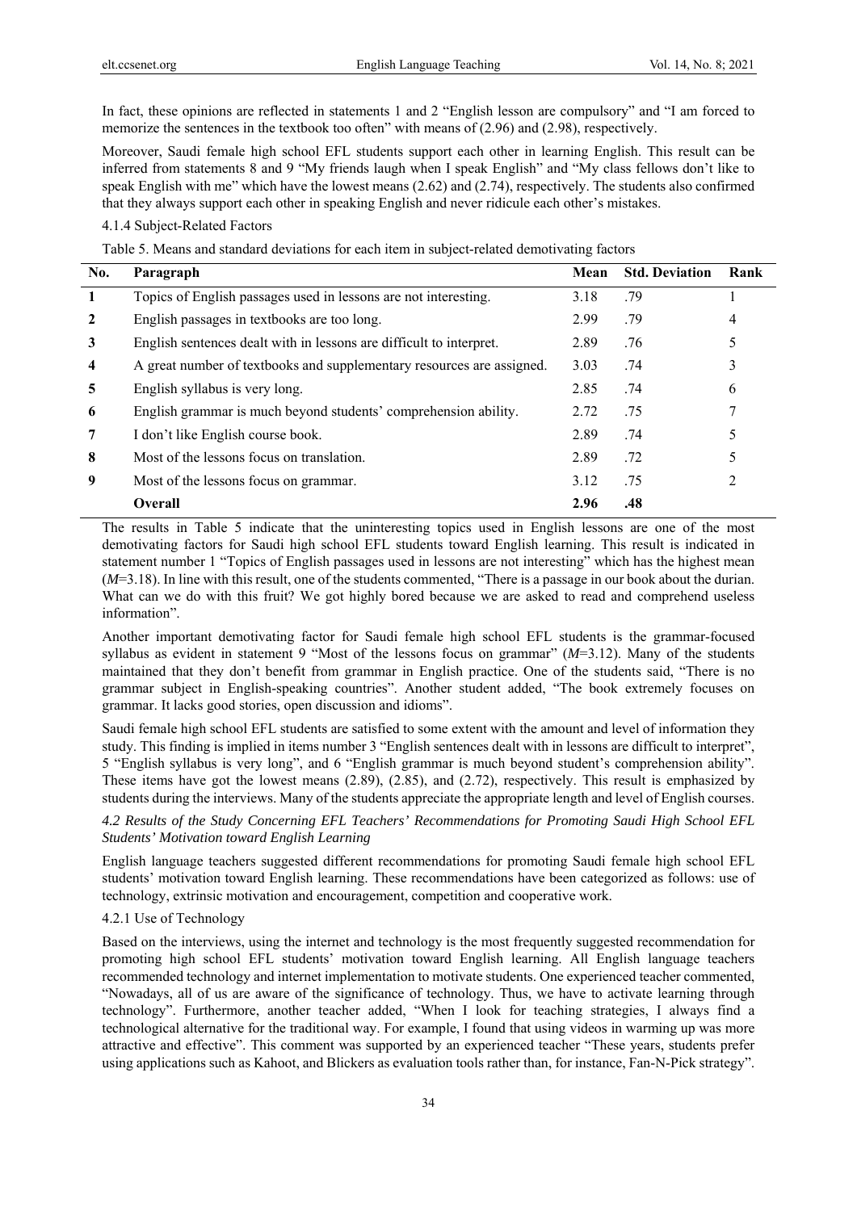In fact, these opinions are reflected in statements 1 and 2 "English lesson are compulsory" and "I am forced to memorize the sentences in the textbook too often" with means of (2.96) and (2.98), respectively.

Moreover, Saudi female high school EFL students support each other in learning English. This result can be inferred from statements 8 and 9 "My friends laugh when I speak English" and "My class fellows don't like to speak English with me" which have the lowest means (2.62) and (2.74), respectively. The students also confirmed that they always support each other in speaking English and never ridicule each other's mistakes.

#### 4.1.4 Subject-Related Factors

Table 5. Means and standard deviations for each item in subject-related demotivating factors

| No. | Paragraph | Mean | Std. Deviation | Rank |
|---|---|---|---|---|
| 1 | Topics of English passages used in lessons are not interesting. | 3.18 | .79 | 1 |
| 2 | English passages in textbooks are too long. | 2.99 | .79 | 4 |
| 3 | English sentences dealt with in lessons are difficult to interpret. | 2.89 | .76 | 5 |
| 4 | A great number of textbooks and supplementary resources are assigned. | 3.03 | .74 | 3 |
| 5 | English syllabus is very long. | 2.85 | .74 | 6 |
| 6 | English grammar is much beyond students' comprehension ability. | 2.72 | .75 | 7 |
| 7 | I don't like English course book. | 2.89 | .74 | 5 |
| 8 | Most of the lessons focus on translation. | 2.89 | .72 | 5 |
| 9 | Most of the lessons focus on grammar. | 3.12 | .75 | 2 |
| | **Overall** | **2.96** | **.48** | |

The results in Table 5 indicate that the uninteresting topics used in English lessons are one of the most demotivating factors for Saudi high school EFL students toward English learning. This result is indicated in statement number 1 "Topics of English passages used in lessons are not interesting" which has the highest mean (*M*=3.18). In line with this result, one of the students commented, "There is a passage in our book about the durian. What can we do with this fruit? We got highly bored because we are asked to read and comprehend useless information".

Another important demotivating factor for Saudi female high school EFL students is the grammar-focused syllabus as evident in statement 9 "Most of the lessons focus on grammar" (*M*=3.12). Many of the students maintained that they don't benefit from grammar in English practice. One of the students said, "There is no grammar subject in English-speaking countries". Another student added, "The book extremely focuses on grammar. It lacks good stories, open discussion and idioms".

Saudi female high school EFL students are satisfied to some extent with the amount and level of information they study. This finding is implied in items number 3 "English sentences dealt with in lessons are difficult to interpret", 5 "English syllabus is very long", and 6 "English grammar is much beyond student's comprehension ability". These items have got the lowest means (2.89), (2.85), and (2.72), respectively. This result is emphasized by students during the interviews. Many of the students appreciate the appropriate length and level of English courses.

### *4.2 Results of the Study Concerning EFL Teachers' Recommendations for Promoting Saudi High School EFL Students' Motivation toward English Learning*

English language teachers suggested different recommendations for promoting Saudi female high school EFL students' motivation toward English learning. These recommendations have been categorized as follows: use of technology, extrinsic motivation and encouragement, competition and cooperative work.

#### 4.2.1 Use of Technology

Based on the interviews, using the internet and technology is the most frequently suggested recommendation for promoting high school EFL students' motivation toward English learning. All English language teachers recommended technology and internet implementation to motivate students. One experienced teacher commented, "Nowadays, all of us are aware of the significance of technology. Thus, we have to activate learning through technology". Furthermore, another teacher added, "When I look for teaching strategies, I always find a technological alternative for the traditional way. For example, I found that using videos in warming up was more attractive and effective". This comment was supported by an experienced teacher "These years, students prefer using applications such as Kahoot, and Blickers as evaluation tools rather than, for instance, Fan-N-Pick strategy".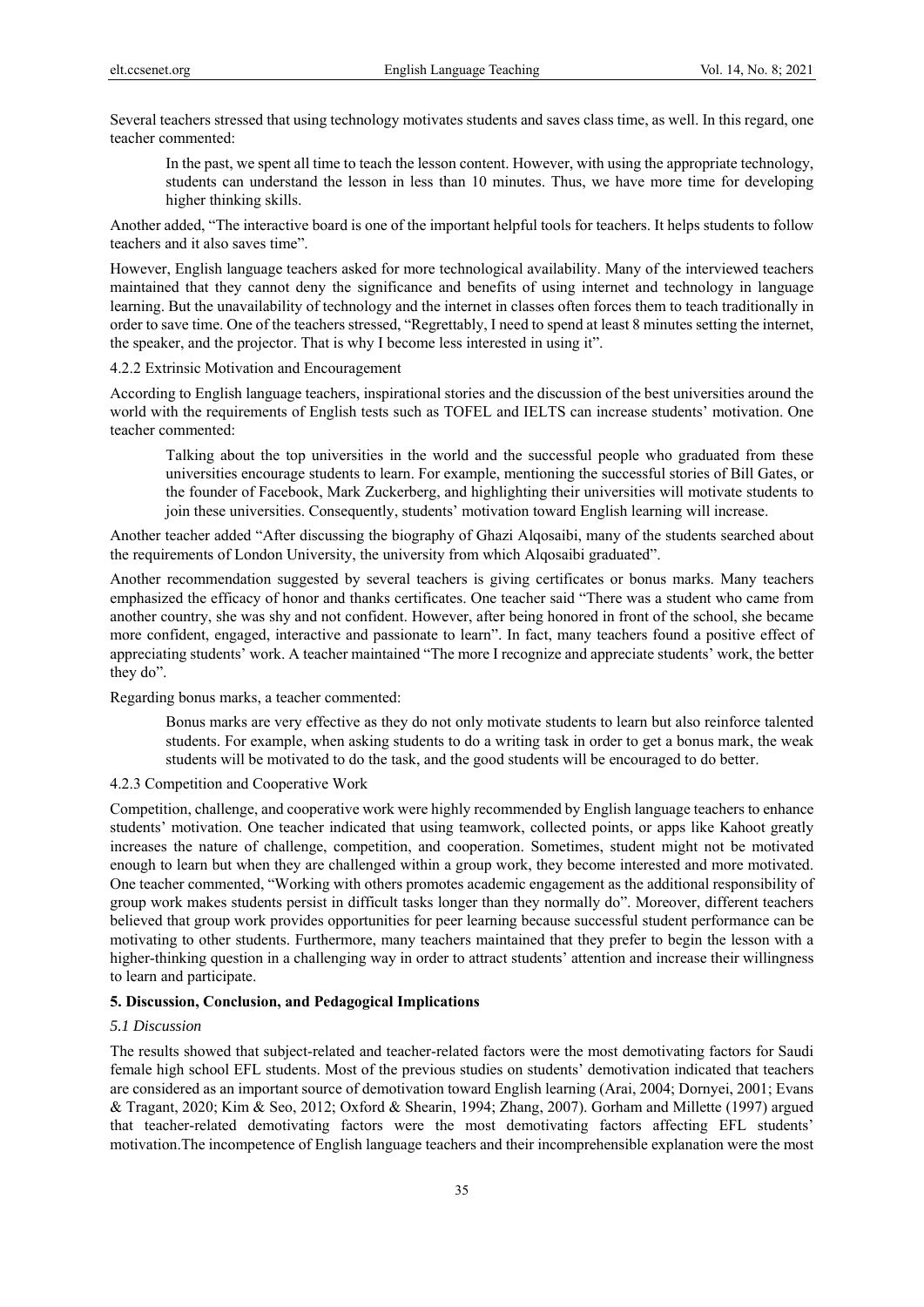Several teachers stressed that using technology motivates students and saves class time, as well. In this regard, one teacher commented:

> In the past, we spent all time to teach the lesson content. However, with using the appropriate technology, students can understand the lesson in less than 10 minutes. Thus, we have more time for developing higher thinking skills.

Another added, "The interactive board is one of the important helpful tools for teachers. It helps students to follow teachers and it also saves time".

However, English language teachers asked for more technological availability. Many of the interviewed teachers maintained that they cannot deny the significance and benefits of using internet and technology in language learning. But the unavailability of technology and the internet in classes often forces them to teach traditionally in order to save time. One of the teachers stressed, "Regrettably, I need to spend at least 8 minutes setting the internet, the speaker, and the projector. That is why I become less interested in using it".

#### 4.2.2 Extrinsic Motivation and Encouragement

According to English language teachers, inspirational stories and the discussion of the best universities around the world with the requirements of English tests such as TOFEL and IELTS can increase students' motivation. One teacher commented:

> Talking about the top universities in the world and the successful people who graduated from these universities encourage students to learn. For example, mentioning the successful stories of Bill Gates, or the founder of Facebook, Mark Zuckerberg, and highlighting their universities will motivate students to join these universities. Consequently, students' motivation toward English learning will increase.

Another teacher added "After discussing the biography of Ghazi Alqosaibi, many of the students searched about the requirements of London University, the university from which Alqosaibi graduated".

Another recommendation suggested by several teachers is giving certificates or bonus marks. Many teachers emphasized the efficacy of honor and thanks certificates. One teacher said "There was a student who came from another country, she was shy and not confident. However, after being honored in front of the school, she became more confident, engaged, interactive and passionate to learn". In fact, many teachers found a positive effect of appreciating students' work. A teacher maintained "The more I recognize and appreciate students' work, the better they do".

Regarding bonus marks, a teacher commented:

> Bonus marks are very effective as they do not only motivate students to learn but also reinforce talented students. For example, when asking students to do a writing task in order to get a bonus mark, the weak students will be motivated to do the task, and the good students will be encouraged to do better.

#### 4.2.3 Competition and Cooperative Work

Competition, challenge, and cooperative work were highly recommended by English language teachers to enhance students' motivation. One teacher indicated that using teamwork, collected points, or apps like Kahoot greatly increases the nature of challenge, competition, and cooperation. Sometimes, student might not be motivated enough to learn but when they are challenged within a group work, they become interested and more motivated. One teacher commented, "Working with others promotes academic engagement as the additional responsibility of group work makes students persist in difficult tasks longer than they normally do". Moreover, different teachers believed that group work provides opportunities for peer learning because successful student performance can be motivating to other students. Furthermore, many teachers maintained that they prefer to begin the lesson with a higher-thinking question in a challenging way in order to attract students' attention and increase their willingness to learn and participate.

## 5. Discussion, Conclusion, and Pedagogical Implications

### *5.1 Discussion*

The results showed that subject-related and teacher-related factors were the most demotivating factors for Saudi female high school EFL students. Most of the previous studies on students' demotivation indicated that teachers are considered as an important source of demotivation toward English learning (Arai, 2004; Dornyei, 2001; Evans & Tragant, 2020; Kim & Seo, 2012; Oxford & Shearin, 1994; Zhang, 2007). Gorham and Millette (1997) argued that teacher-related demotivating factors were the most demotivating factors affecting EFL students' motivation.The incompetence of English language teachers and their incomprehensible explanation were the most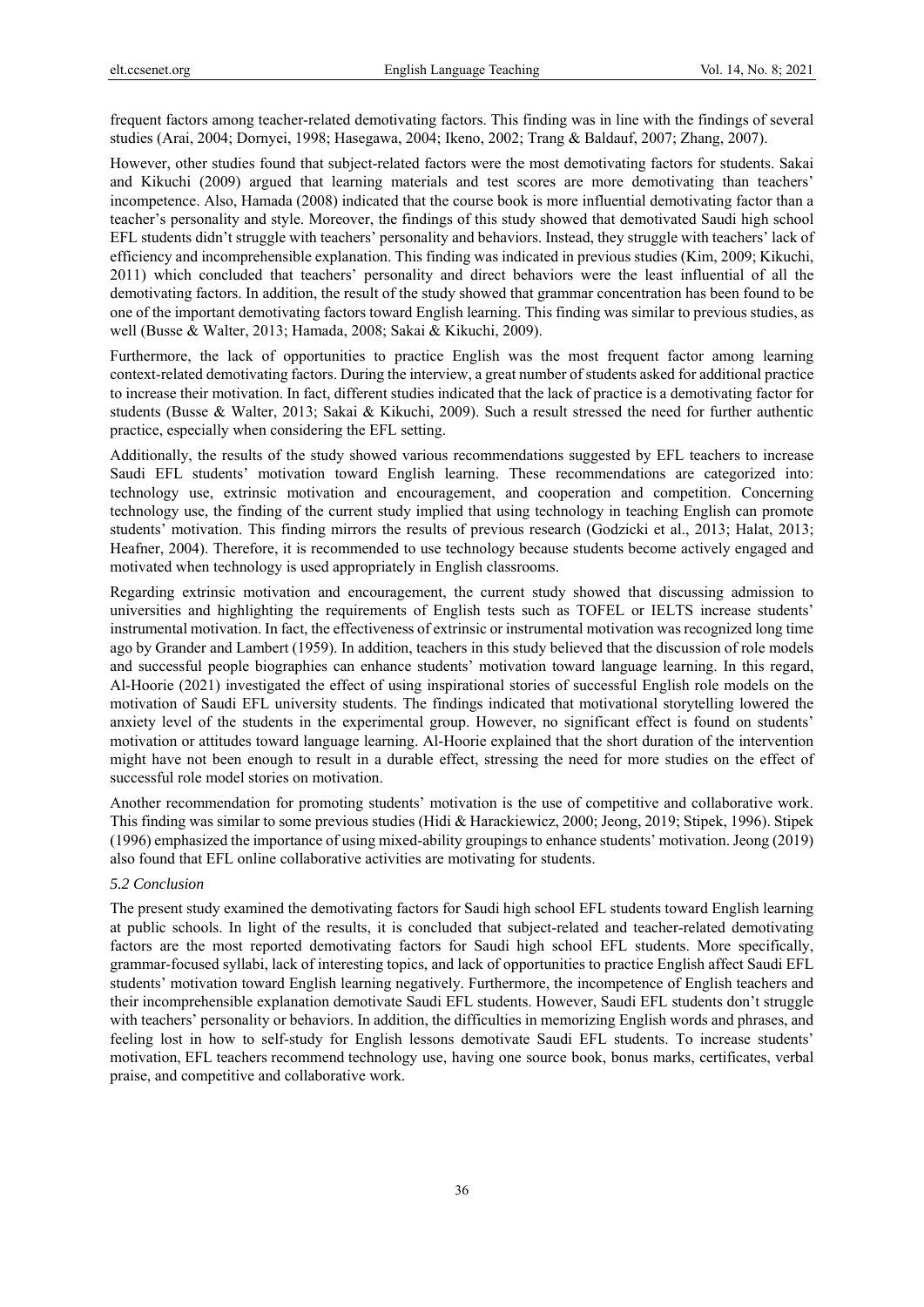frequent factors among teacher-related demotivating factors. This finding was in line with the findings of several studies (Arai, 2004; Dornyei, 1998; Hasegawa, 2004; Ikeno, 2002; Trang & Baldauf, 2007; Zhang, 2007).

However, other studies found that subject-related factors were the most demotivating factors for students. Sakai and Kikuchi (2009) argued that learning materials and test scores are more demotivating than teachers' incompetence. Also, Hamada (2008) indicated that the course book is more influential demotivating factor than a teacher's personality and style. Moreover, the findings of this study showed that demotivated Saudi high school EFL students didn't struggle with teachers' personality and behaviors. Instead, they struggle with teachers' lack of efficiency and incomprehensible explanation. This finding was indicated in previous studies (Kim, 2009; Kikuchi, 2011) which concluded that teachers' personality and direct behaviors were the least influential of all the demotivating factors. In addition, the result of the study showed that grammar concentration has been found to be one of the important demotivating factors toward English learning. This finding was similar to previous studies, as well (Busse & Walter, 2013; Hamada, 2008; Sakai & Kikuchi, 2009).

Furthermore, the lack of opportunities to practice English was the most frequent factor among learning context-related demotivating factors. During the interview, a great number of students asked for additional practice to increase their motivation. In fact, different studies indicated that the lack of practice is a demotivating factor for students (Busse & Walter, 2013; Sakai & Kikuchi, 2009). Such a result stressed the need for further authentic practice, especially when considering the EFL setting.

Additionally, the results of the study showed various recommendations suggested by EFL teachers to increase Saudi EFL students' motivation toward English learning. These recommendations are categorized into: technology use, extrinsic motivation and encouragement, and cooperation and competition. Concerning technology use, the finding of the current study implied that using technology in teaching English can promote students' motivation. This finding mirrors the results of previous research (Godzicki et al., 2013; Halat, 2013; Heafner, 2004). Therefore, it is recommended to use technology because students become actively engaged and motivated when technology is used appropriately in English classrooms.

Regarding extrinsic motivation and encouragement, the current study showed that discussing admission to universities and highlighting the requirements of English tests such as TOFEL or IELTS increase students' instrumental motivation. In fact, the effectiveness of extrinsic or instrumental motivation was recognized long time ago by Grander and Lambert (1959). In addition, teachers in this study believed that the discussion of role models and successful people biographies can enhance students' motivation toward language learning. In this regard, Al-Hoorie (2021) investigated the effect of using inspirational stories of successful English role models on the motivation of Saudi EFL university students. The findings indicated that motivational storytelling lowered the anxiety level of the students in the experimental group. However, no significant effect is found on students' motivation or attitudes toward language learning. Al-Hoorie explained that the short duration of the intervention might have not been enough to result in a durable effect, stressing the need for more studies on the effect of successful role model stories on motivation.

Another recommendation for promoting students' motivation is the use of competitive and collaborative work. This finding was similar to some previous studies (Hidi & Harackiewicz, 2000; Jeong, 2019; Stipek, 1996). Stipek (1996) emphasized the importance of using mixed-ability groupings to enhance students' motivation. Jeong (2019) also found that EFL online collaborative activities are motivating for students.

### *5.2 Conclusion*

The present study examined the demotivating factors for Saudi high school EFL students toward English learning at public schools. In light of the results, it is concluded that subject-related and teacher-related demotivating factors are the most reported demotivating factors for Saudi high school EFL students. More specifically, grammar-focused syllabi, lack of interesting topics, and lack of opportunities to practice English affect Saudi EFL students' motivation toward English learning negatively. Furthermore, the incompetence of English teachers and their incomprehensible explanation demotivate Saudi EFL students. However, Saudi EFL students don't struggle with teachers' personality or behaviors. In addition, the difficulties in memorizing English words and phrases, and feeling lost in how to self-study for English lessons demotivate Saudi EFL students. To increase students' motivation, EFL teachers recommend technology use, having one source book, bonus marks, certificates, verbal praise, and competitive and collaborative work.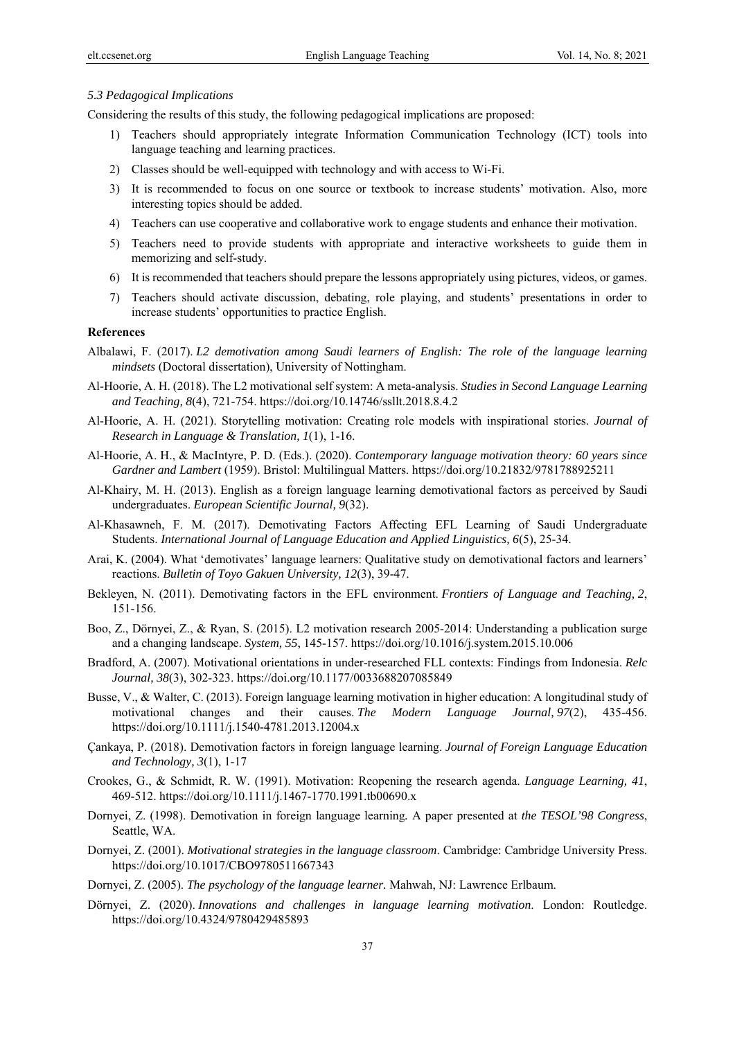*5.3 Pedagogical Implications*

Considering the results of this study, the following pedagogical implications are proposed:

1) Teachers should appropriately integrate Information Communication Technology (ICT) tools into language teaching and learning practices.
2) Classes should be well-equipped with technology and with access to Wi-Fi.
3) It is recommended to focus on one source or textbook to increase students' motivation. Also, more interesting topics should be added.
4) Teachers can use cooperative and collaborative work to engage students and enhance their motivation.
5) Teachers need to provide students with appropriate and interactive worksheets to guide them in memorizing and self-study.
6) It is recommended that teachers should prepare the lessons appropriately using pictures, videos, or games.
7) Teachers should activate discussion, debating, role playing, and students' presentations in order to increase students' opportunities to practice English.

## References

Albalawi, F. (2017). *L2 demotivation among Saudi learners of English: The role of the language learning mindsets* (Doctoral dissertation), University of Nottingham.

Al-Hoorie, A. H. (2018). The L2 motivational self system: A meta-analysis. *Studies in Second Language Learning and Teaching, 8*(4), 721-754. https://doi.org/10.14746/ssllt.2018.8.4.2

Al-Hoorie, A. H. (2021). Storytelling motivation: Creating role models with inspirational stories. *Journal of Research in Language & Translation, 1*(1), 1-16.

Al-Hoorie, A. H., & MacIntyre, P. D. (Eds.). (2020). *Contemporary language motivation theory: 60 years since Gardner and Lambert* (1959). Bristol: Multilingual Matters. https://doi.org/10.21832/9781788925211

Al-Khairy, M. H. (2013). English as a foreign language learning demotivational factors as perceived by Saudi undergraduates. *European Scientific Journal, 9*(32).

Al-Khasawneh, F. M. (2017). Demotivating Factors Affecting EFL Learning of Saudi Undergraduate Students. *International Journal of Language Education and Applied Linguistics, 6*(5), 25-34.

Arai, K. (2004). What 'demotivates' language learners: Qualitative study on demotivational factors and learners' reactions. *Bulletin of Toyo Gakuen University, 12*(3), 39-47.

Bekleyen, N. (2011). Demotivating factors in the EFL environment. *Frontiers of Language and Teaching, 2*, 151-156.

Boo, Z., Dörnyei, Z., & Ryan, S. (2015). L2 motivation research 2005-2014: Understanding a publication surge and a changing landscape. *System, 55*, 145-157. https://doi.org/10.1016/j.system.2015.10.006

Bradford, A. (2007). Motivational orientations in under-researched FLL contexts: Findings from Indonesia. *Relc Journal, 38*(3), 302-323. https://doi.org/10.1177/0033688207085849

Busse, V., & Walter, C. (2013). Foreign language learning motivation in higher education: A longitudinal study of motivational changes and their causes. *The Modern Language Journal, 97*(2), 435-456. https://doi.org/10.1111/j.1540-4781.2013.12004.x

Çankaya, P. (2018). Demotivation factors in foreign language learning. *Journal of Foreign Language Education and Technology, 3*(1), 1-17

Crookes, G., & Schmidt, R. W. (1991). Motivation: Reopening the research agenda. *Language Learning, 41*, 469-512. https://doi.org/10.1111/j.1467-1770.1991.tb00690.x

Dornyei, Z. (1998). Demotivation in foreign language learning. A paper presented at *the TESOL'98 Congress*, Seattle, WA.

Dornyei, Z. (2001). *Motivational strategies in the language classroom*. Cambridge: Cambridge University Press. https://doi.org/10.1017/CBO9780511667343

Dornyei, Z. (2005). *The psychology of the language learner*. Mahwah, NJ: Lawrence Erlbaum.

Dörnyei, Z. (2020). *Innovations and challenges in language learning motivation*. London: Routledge. https://doi.org/10.4324/9780429485893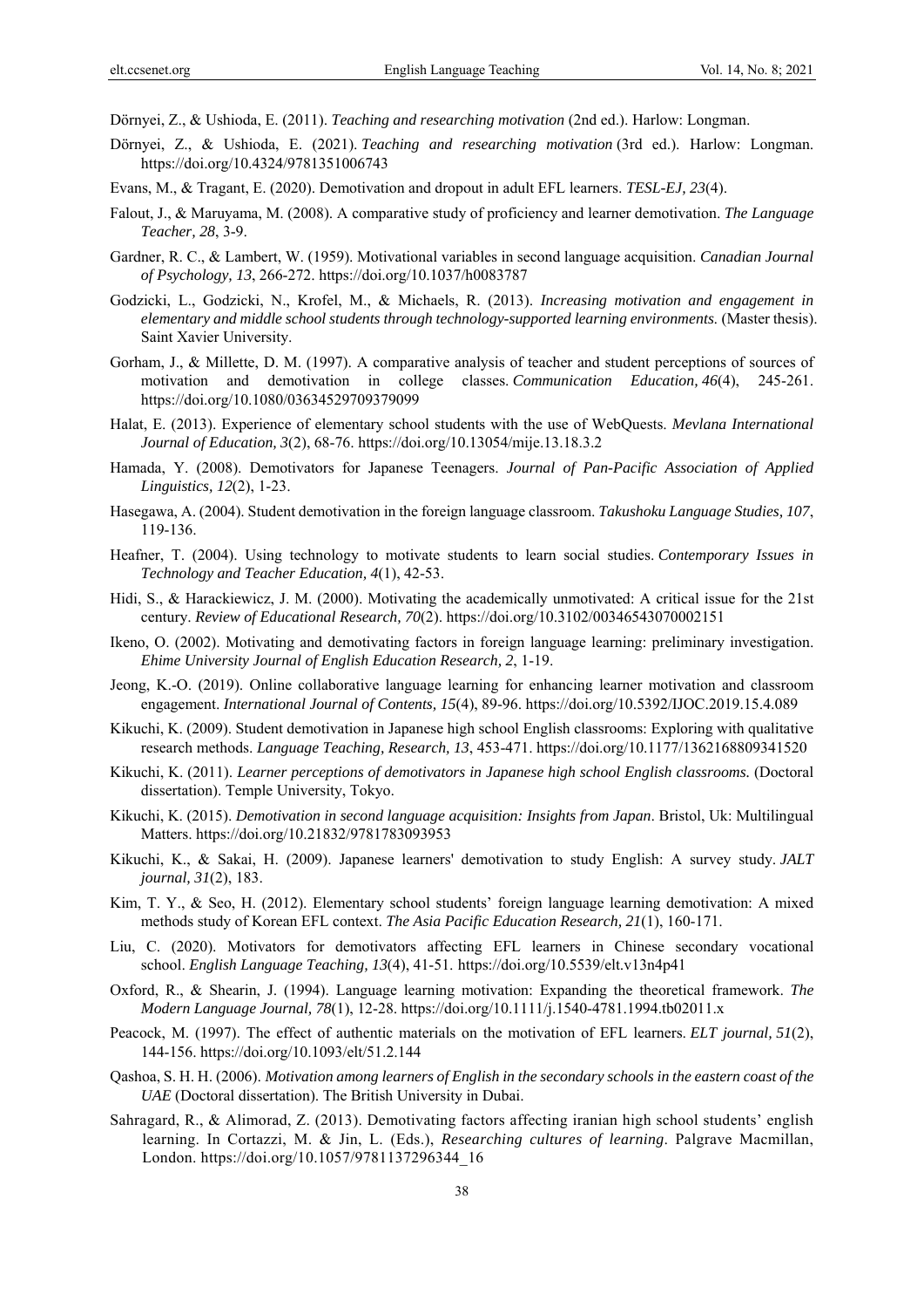Dörnyei, Z., & Ushioda, E. (2011). *Teaching and researching motivation* (2nd ed.). Harlow: Longman.

Dörnyei, Z., & Ushioda, E. (2021). *Teaching and researching motivation* (3rd ed.). Harlow: Longman. https://doi.org/10.4324/9781351006743

Evans, M., & Tragant, E. (2020). Demotivation and dropout in adult EFL learners. *TESL-EJ, 23*(4).

Falout, J., & Maruyama, M. (2008). A comparative study of proficiency and learner demotivation. *The Language Teacher, 28*, 3-9.

Gardner, R. C., & Lambert, W. (1959). Motivational variables in second language acquisition. *Canadian Journal of Psychology, 13*, 266-272. https://doi.org/10.1037/h0083787

Godzicki, L., Godzicki, N., Krofel, M., & Michaels, R. (2013). *Increasing motivation and engagement in elementary and middle school students through technology-supported learning environments.* (Master thesis). Saint Xavier University.

Gorham, J., & Millette, D. M. (1997). A comparative analysis of teacher and student perceptions of sources of motivation and demotivation in college classes. *Communication Education, 46*(4), 245-261. https://doi.org/10.1080/03634529709379099

Halat, E. (2013). Experience of elementary school students with the use of WebQuests. *Mevlana International Journal of Education, 3*(2), 68-76. https://doi.org/10.13054/mije.13.18.3.2

Hamada, Y. (2008). Demotivators for Japanese Teenagers. *Journal of Pan-Pacific Association of Applied Linguistics, 12*(2), 1-23.

Hasegawa, A. (2004). Student demotivation in the foreign language classroom. *Takushoku Language Studies, 107*, 119-136.

Heafner, T. (2004). Using technology to motivate students to learn social studies. *Contemporary Issues in Technology and Teacher Education, 4*(1), 42-53.

Hidi, S., & Harackiewicz, J. M. (2000). Motivating the academically unmotivated: A critical issue for the 21st century. *Review of Educational Research, 70*(2). https://doi.org/10.3102/00346543070002151

Ikeno, O. (2002). Motivating and demotivating factors in foreign language learning: preliminary investigation. *Ehime University Journal of English Education Research, 2*, 1-19.

Jeong, K.-O. (2019). Online collaborative language learning for enhancing learner motivation and classroom engagement. *International Journal of Contents, 15*(4), 89-96. https://doi.org/10.5392/IJOC.2019.15.4.089

Kikuchi, K. (2009). Student demotivation in Japanese high school English classrooms: Exploring with qualitative research methods. *Language Teaching, Research, 13*, 453-471. https://doi.org/10.1177/1362168809341520

Kikuchi, K. (2011). *Learner perceptions of demotivators in Japanese high school English classrooms.* (Doctoral dissertation). Temple University, Tokyo.

Kikuchi, K. (2015). *Demotivation in second language acquisition: Insights from Japan*. Bristol, Uk: Multilingual Matters. https://doi.org/10.21832/9781783093953

Kikuchi, K., & Sakai, H. (2009). Japanese learners' demotivation to study English: A survey study. *JALT journal, 31*(2), 183.

Kim, T. Y., & Seo, H. (2012). Elementary school students' foreign language learning demotivation: A mixed methods study of Korean EFL context. *The Asia Pacific Education Research, 21*(1), 160-171.

Liu, C. (2020). Motivators for demotivators affecting EFL learners in Chinese secondary vocational school. *English Language Teaching, 13*(4), 41-51. https://doi.org/10.5539/elt.v13n4p41

Oxford, R., & Shearin, J. (1994). Language learning motivation: Expanding the theoretical framework. *The Modern Language Journal, 78*(1), 12-28. https://doi.org/10.1111/j.1540-4781.1994.tb02011.x

Peacock, M. (1997). The effect of authentic materials on the motivation of EFL learners. *ELT journal, 51*(2), 144-156. https://doi.org/10.1093/elt/51.2.144

Qashoa, S. H. H. (2006). *Motivation among learners of English in the secondary schools in the eastern coast of the UAE* (Doctoral dissertation). The British University in Dubai.

Sahragard, R., & Alimorad, Z. (2013). Demotivating factors affecting iranian high school students' english learning. In Cortazzi, M. & Jin, L. (Eds.), *Researching cultures of learning*. Palgrave Macmillan, London. https://doi.org/10.1057/9781137296344_16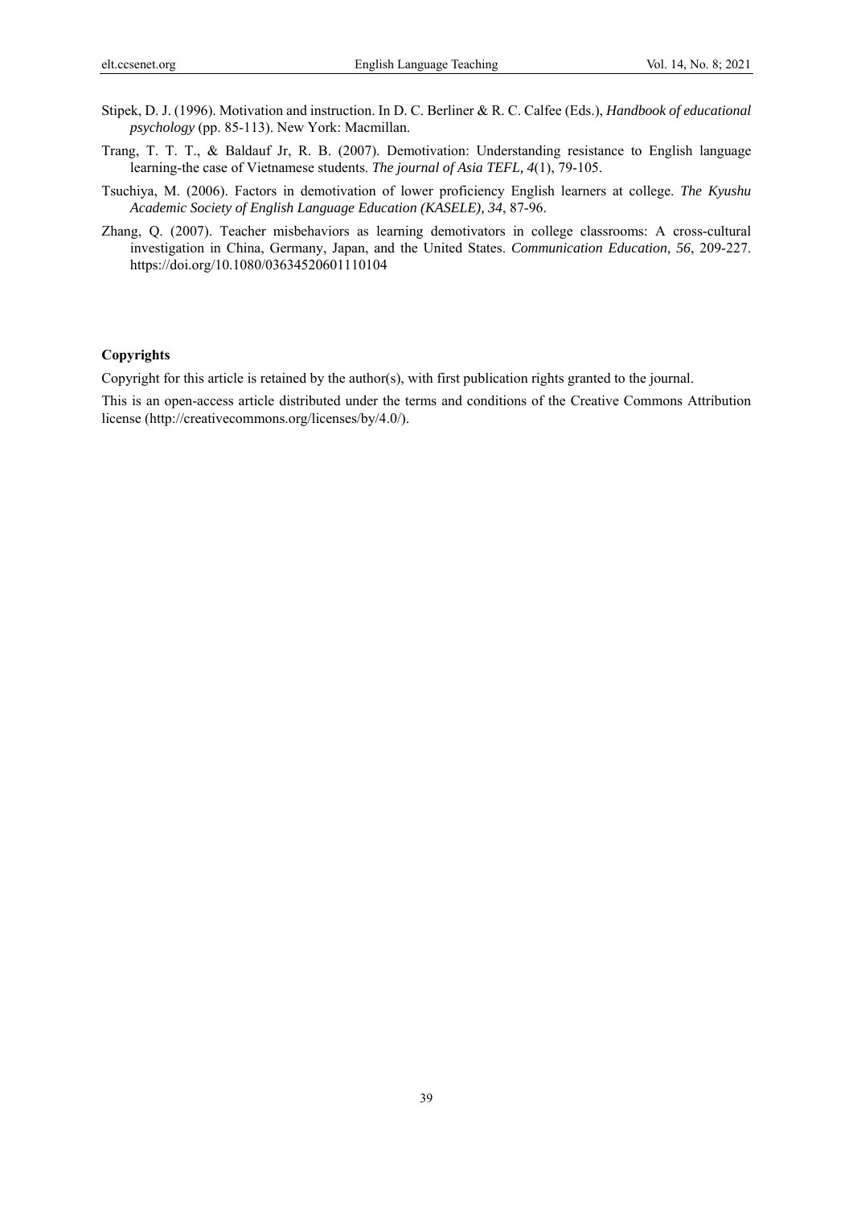Stipek, D. J. (1996). Motivation and instruction. In D. C. Berliner & R. C. Calfee (Eds.), *Handbook of educational psychology* (pp. 85-113). New York: Macmillan.

Trang, T. T. T., & Baldauf Jr, R. B. (2007). Demotivation: Understanding resistance to English language learning-the case of Vietnamese students. *The journal of Asia TEFL, 4*(1), 79-105.

Tsuchiya, M. (2006). Factors in demotivation of lower proficiency English learners at college. *The Kyushu Academic Society of English Language Education (KASELE), 34*, 87-96.

Zhang, Q. (2007). Teacher misbehaviors as learning demotivators in college classrooms: A cross-cultural investigation in China, Germany, Japan, and the United States. *Communication Education, 56*, 209-227. https://doi.org/10.1080/03634520601110104

**Copyrights**

Copyright for this article is retained by the author(s), with first publication rights granted to the journal.

This is an open-access article distributed under the terms and conditions of the Creative Commons Attribution license (http://creativecommons.org/licenses/by/4.0/).